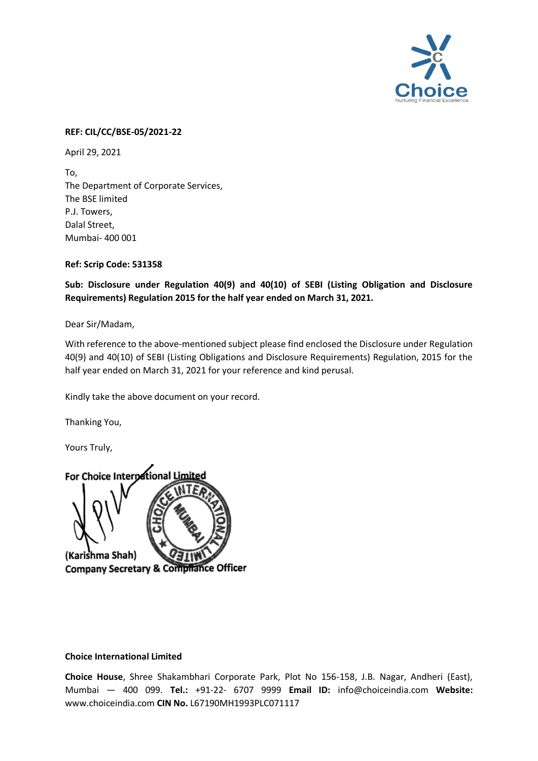**REF: CIL/CC/BSE-05/2021-22**

April 29, 2021

To,
The Department of Corporate Services,
The BSE limited
P.J. Towers,
Dalal Street,
Mumbai- 400 001

**Ref: Scrip Code: 531358**

**Sub: Disclosure under Regulation 40(9) and 40(10) of SEBI (Listing Obligation and Disclosure Requirements) Regulation 2015 for the half year ended on March 31, 2021.**

Dear Sir/Madam,

With reference to the above-mentioned subject please find enclosed the Disclosure under Regulation 40(9) and 40(10) of SEBI (Listing Obligations and Disclosure Requirements) Regulation, 2015 for the half year ended on March 31, 2021 for your reference and kind perusal.

Kindly take the above document on your record.

Thanking You,

Yours Truly,

**For Choice International Limited**

**(Karishma Shah)**
**Company Secretary & Compliance Officer**

**Choice International Limited**

**Choice House**, Shree Shakambhari Corporate Park, Plot No 156-158, J.B. Nagar, Andheri (East), Mumbai — 400 099. **Tel.:** +91-22- 6707 9999 **Email ID:** info@choiceindia.com **Website:** www.choiceindia.com **CIN No.** L67190MH1993PLC071117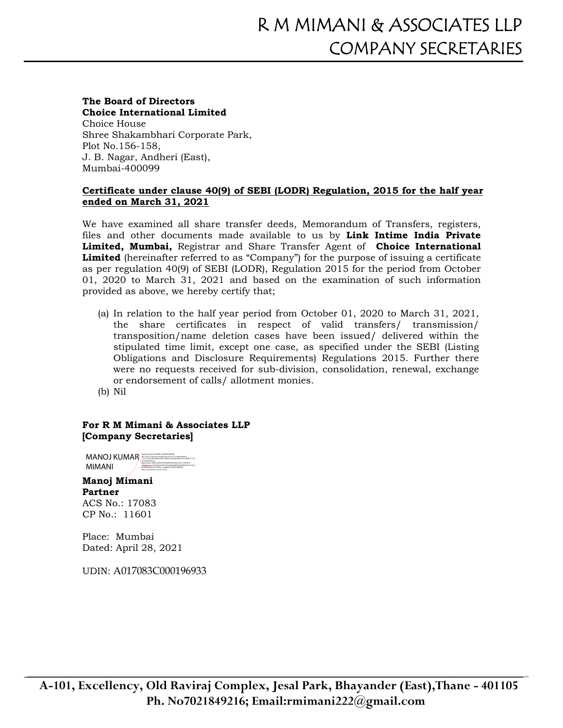# R M MIMANI & ASSOCIATES LLP
## COMPANY SECRETARIES

**The Board of Directors**
**Choice International Limited**
Choice House
Shree Shakambhari Corporate Park,
Plot No.156-158,
J. B. Nagar, Andheri (East),
Mumbai-400099

**Certificate under clause 40(9) of SEBI (LODR) Regulation, 2015 for the half year ended on March 31, 2021**

We have examined all share transfer deeds, Memorandum of Transfers, registers, files and other documents made available to us by **Link Intime India Private Limited, Mumbai,** Registrar and Share Transfer Agent of **Choice International Limited** (hereinafter referred to as "Company") for the purpose of issuing a certificate as per regulation 40(9) of SEBI (LODR), Regulation 2015 for the period from October 01, 2020 to March 31, 2021 and based on the examination of such information provided as above, we hereby certify that;

(a) In relation to the half year period from October 01, 2020 to March 31, 2021, the share certificates in respect of valid transfers/ transmission/ transposition/name deletion cases have been issued/ delivered within the stipulated time limit, except one case, as specified under the SEBI (Listing Obligations and Disclosure Requirements) Regulations 2015. Further there were no requests received for sub-division, consolidation, renewal, exchange or endorsement of calls/ allotment monies.

(b) Nil

**For R M Mimani & Associates LLP**
**[Company Secretaries]**

MANOJ KUMAR MIMANI

**Manoj Mimani**
**Partner**
ACS No.: 17083
CP No.: 11601

Place: Mumbai
Dated: April 28, 2021

UDIN: A017083C000196933

A-101, Excellency, Old Raviraj Complex, Jesal Park, Bhayander (East),Thane - 401105
Ph. No7021849216; Email:rmimani222@gmail.com